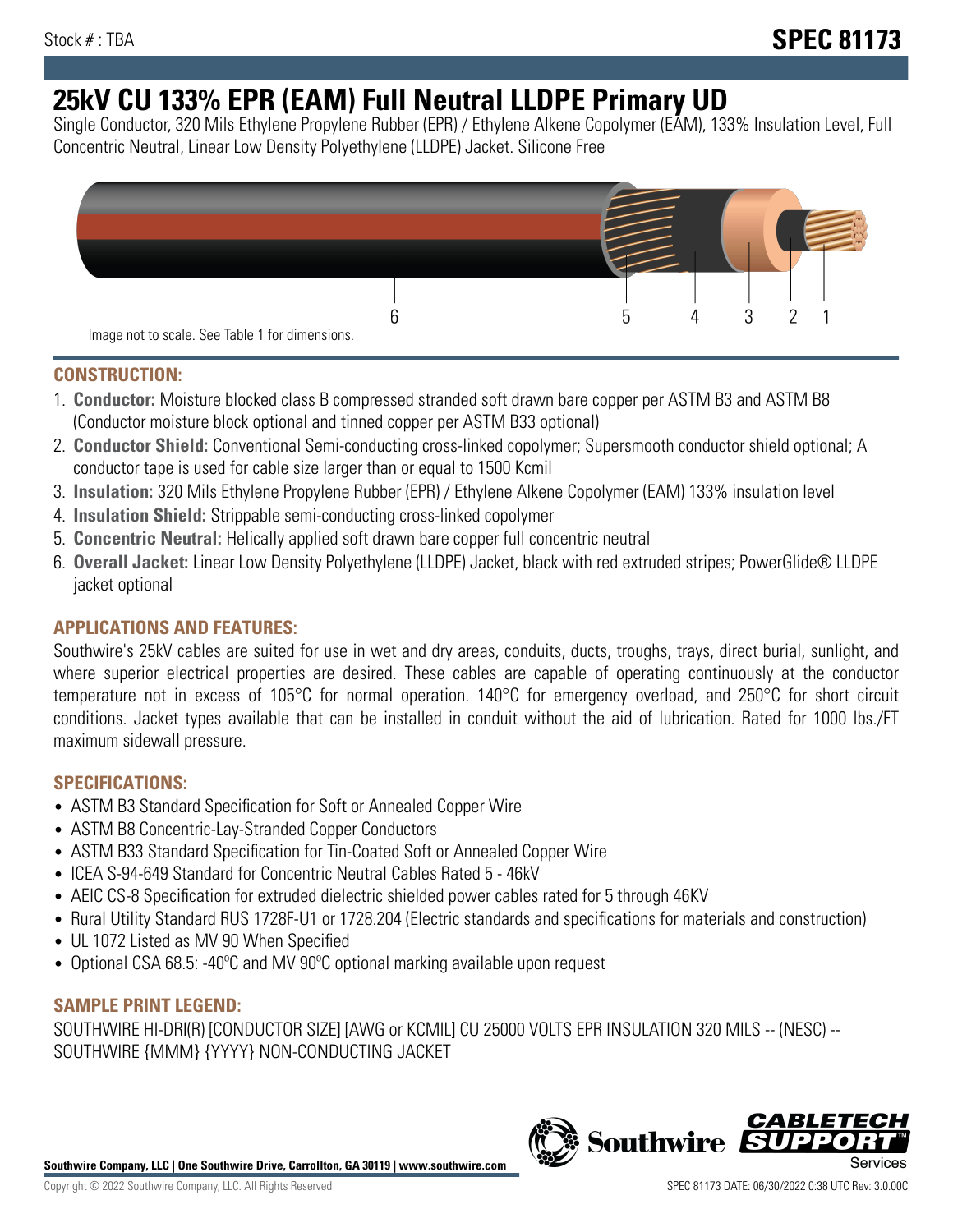Stock # : TBA

# SPEC 81173

# 25kV CU 133% EPR (EAM) Full Neutral LLDPE Primary UD

Single Conductor, 320 Mils Ethylene Propylene Rubber (EPR) / Ethylene Alkene Copolymer (EAM), 133% Insulation Level, Full Concentric Neutral, Linear Low Density Polyethylene (LLDPE) Jacket. Silicone Free

6 5 4 3 2 1

Image not to scale. See Table 1 for dimensions.

## CONSTRUCTION:

1. **Conductor:** Moisture blocked class B compressed stranded soft drawn bare copper per ASTM B3 and ASTM B8 (Conductor moisture block optional and tinned copper per ASTM B33 optional)
2. **Conductor Shield:** Conventional Semi-conducting cross-linked copolymer; Supersmooth conductor shield optional; A conductor tape is used for cable size larger than or equal to 1500 Kcmil
3. **Insulation:** 320 Mils Ethylene Propylene Rubber (EPR) / Ethylene Alkene Copolymer (EAM) 133% insulation level
4. **Insulation Shield:** Strippable semi-conducting cross-linked copolymer
5. **Concentric Neutral:** Helically applied soft drawn bare copper full concentric neutral
6. **Overall Jacket:** Linear Low Density Polyethylene (LLDPE) Jacket, black with red extruded stripes; PowerGlide® LLDPE jacket optional

## APPLICATIONS AND FEATURES:

Southwire's 25kV cables are suited for use in wet and dry areas, conduits, ducts, troughs, trays, direct burial, sunlight, and where superior electrical properties are desired. These cables are capable of operating continuously at the conductor temperature not in excess of 105°C for normal operation. 140°C for emergency overload, and 250°C for short circuit conditions. Jacket types available that can be installed in conduit without the aid of lubrication. Rated for 1000 lbs./FT maximum sidewall pressure.

## SPECIFICATIONS:

- ASTM B3 Standard Specification for Soft or Annealed Copper Wire
- ASTM B8 Concentric-Lay-Stranded Copper Conductors
- ASTM B33 Standard Specification for Tin-Coated Soft or Annealed Copper Wire
- ICEA S-94-649 Standard for Concentric Neutral Cables Rated 5 - 46kV
- AEIC CS-8 Specification for extruded dielectric shielded power cables rated for 5 through 46KV
- Rural Utility Standard RUS 1728F-U1 or 1728.204 (Electric standards and specifications for materials and construction)
- UL 1072 Listed as MV 90 When Specified
- Optional CSA 68.5: -40ºC and MV 90ºC optional marking available upon request

## SAMPLE PRINT LEGEND:

SOUTHWIRE HI-DRI(R) [CONDUCTOR SIZE] [AWG or KCMIL] CU 25000 VOLTS EPR INSULATION 320 MILS -- (NESC) -- SOUTHWIRE {MMM} {YYYY} NON-CONDUCTING JACKET

**Southwire Company, LLC | One Southwire Drive, Carrollton, GA 30119 | www.southwire.com**

Copyright © 2022 Southwire Company, LLC. All Rights Reserved

SPEC 81173 DATE: 06/30/2022 0:38 UTC Rev: 3.0.00C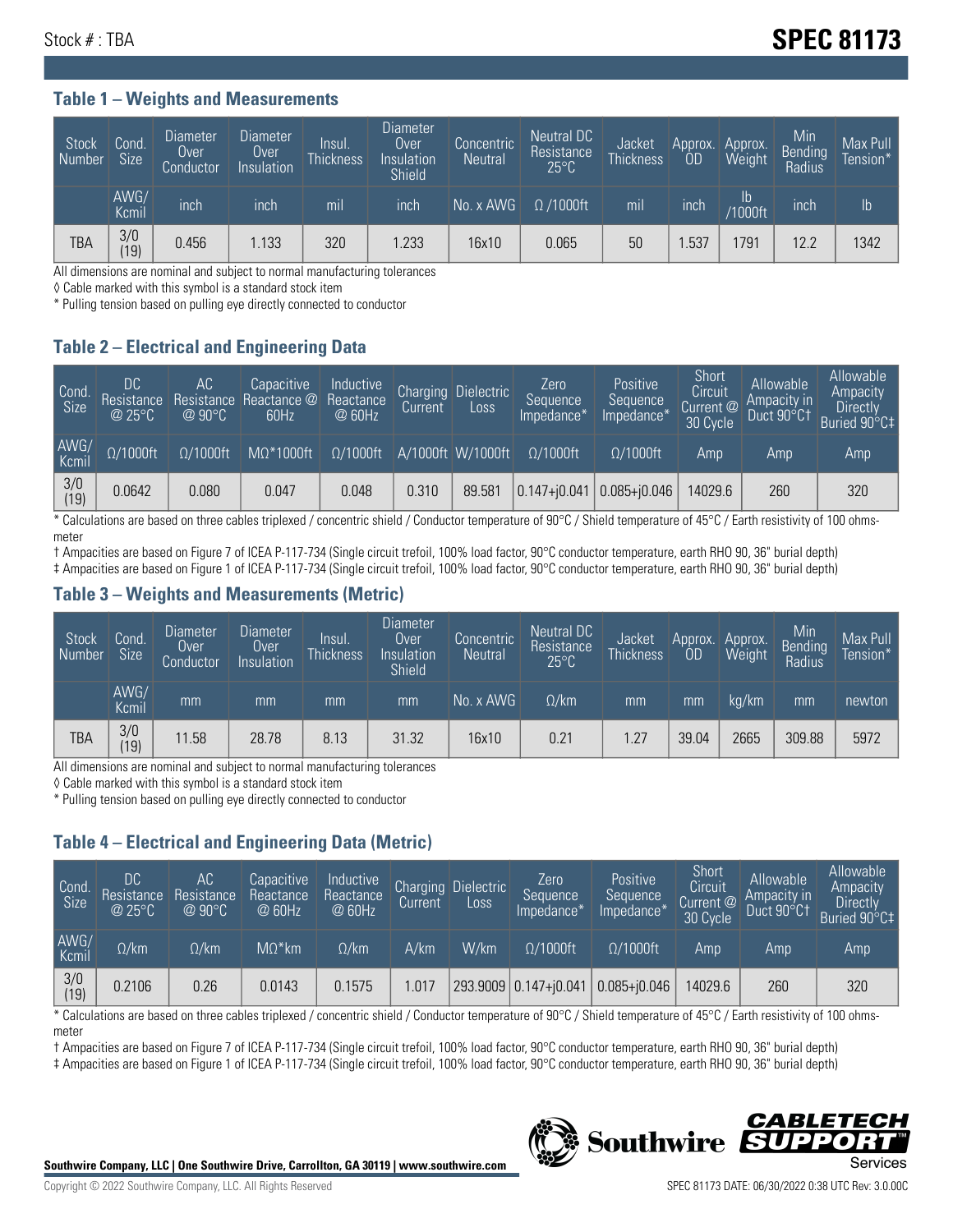Stock # : TBA

# SPEC 81173

## Table 1 – Weights and Measurements

| Stock Number | Cond. Size | Diameter Over Conductor | Diameter Over Insulation | Insul. Thickness | Diameter Over Insulation Shield | Concentric Neutral | Neutral DC Resistance 25°C | Jacket Thickness | Approx. OD | Approx. Weight | Min Bending Radius | Max Pull Tension* |
|---|---|---|---|---|---|---|---|---|---|---|---|---|
| | AWG/ Kcmil | inch | inch | mil | inch | No. x AWG | Ω /1000ft | mil | inch | lb /1000ft | inch | lb |
| TBA | 3/0 (19) | 0.456 | 1.133 | 320 | 1.233 | 16x10 | 0.065 | 50 | 1.537 | 1791 | 12.2 | 1342 |

All dimensions are nominal and subject to normal manufacturing tolerances

◊ Cable marked with this symbol is a standard stock item

* Pulling tension based on pulling eye directly connected to conductor

## Table 2 – Electrical and Engineering Data

| Cond. Size | DC Resistance @ 25°C | AC Resistance @ 90°C | Capacitive Reactance @ 60Hz | Inductive Reactance @ 60Hz | Charging Current | Dielectric Loss | Zero Sequence Impedance* | Positive Sequence Impedance* | Short Circuit Current @ 30 Cycle | Allowable Ampacity in Duct 90°C† | Allowable Ampacity Directly Buried 90°C‡ |
|---|---|---|---|---|---|---|---|---|---|---|---|
| AWG/ Kcmil | Ω/1000ft | Ω/1000ft | MΩ*1000ft | Ω/1000ft | A/1000ft | W/1000ft | Ω/1000ft | Ω/1000ft | Amp | Amp | Amp |
| 3/0 (19) | 0.0642 | 0.080 | 0.047 | 0.048 | 0.310 | 89.581 | 0.147+j0.041 | 0.085+j0.046 | 14029.6 | 260 | 320 |

* Calculations are based on three cables triplexed / concentric shield / Conductor temperature of 90°C / Shield temperature of 45°C / Earth resistivity of 100 ohms-meter

† Ampacities are based on Figure 7 of ICEA P-117-734 (Single circuit trefoil, 100% load factor, 90°C conductor temperature, earth RHO 90, 36" burial depth)

‡ Ampacities are based on Figure 1 of ICEA P-117-734 (Single circuit trefoil, 100% load factor, 90°C conductor temperature, earth RHO 90, 36" burial depth)

## Table 3 – Weights and Measurements (Metric)

| Stock Number | Cond. Size | Diameter Over Conductor | Diameter Over Insulation | Insul. Thickness | Diameter Over Insulation Shield | Concentric Neutral | Neutral DC Resistance 25°C | Jacket Thickness | Approx. OD | Approx. Weight | Min Bending Radius | Max Pull Tension* |
|---|---|---|---|---|---|---|---|---|---|---|---|---|
| | AWG/ Kcmil | mm | mm | mm | mm | No. x AWG | Ω/km | mm | mm | kg/km | mm | newton |
| TBA | 3/0 (19) | 11.58 | 28.78 | 8.13 | 31.32 | 16x10 | 0.21 | 1.27 | 39.04 | 2665 | 309.88 | 5972 |

All dimensions are nominal and subject to normal manufacturing tolerances

◊ Cable marked with this symbol is a standard stock item

* Pulling tension based on pulling eye directly connected to conductor

## Table 4 – Electrical and Engineering Data (Metric)

| Cond. Size | DC Resistance @ 25°C | AC Resistance @ 90°C | Capacitive Reactance @ 60Hz | Inductive Reactance @ 60Hz | Charging Current | Dielectric Loss | Zero Sequence Impedance* | Positive Sequence Impedance* | Short Circuit Current @ 30 Cycle | Allowable Ampacity in Duct 90°C† | Allowable Ampacity Directly Buried 90°C‡ |
|---|---|---|---|---|---|---|---|---|---|---|---|
| AWG/ Kcmil | Ω/km | Ω/km | MΩ*km | Ω/km | A/km | W/km | Ω/1000ft | Ω/1000ft | Amp | Amp | Amp |
| 3/0 (19) | 0.2106 | 0.26 | 0.0143 | 0.1575 | 1.017 | 293.9009 | 0.147+j0.041 | 0.085+j0.046 | 14029.6 | 260 | 320 |

* Calculations are based on three cables triplexed / concentric shield / Conductor temperature of 90°C / Shield temperature of 45°C / Earth resistivity of 100 ohms-meter

† Ampacities are based on Figure 7 of ICEA P-117-734 (Single circuit trefoil, 100% load factor, 90°C conductor temperature, earth RHO 90, 36" burial depth)

‡ Ampacities are based on Figure 1 of ICEA P-117-734 (Single circuit trefoil, 100% load factor, 90°C conductor temperature, earth RHO 90, 36" burial depth)

**Southwire Company, LLC | One Southwire Drive, Carrollton, GA 30119 | www.southwire.com**

Copyright © 2022 Southwire Company, LLC. All Rights Reserved

SPEC 81173 DATE: 06/30/2022 0:38 UTC Rev: 3.0.00C